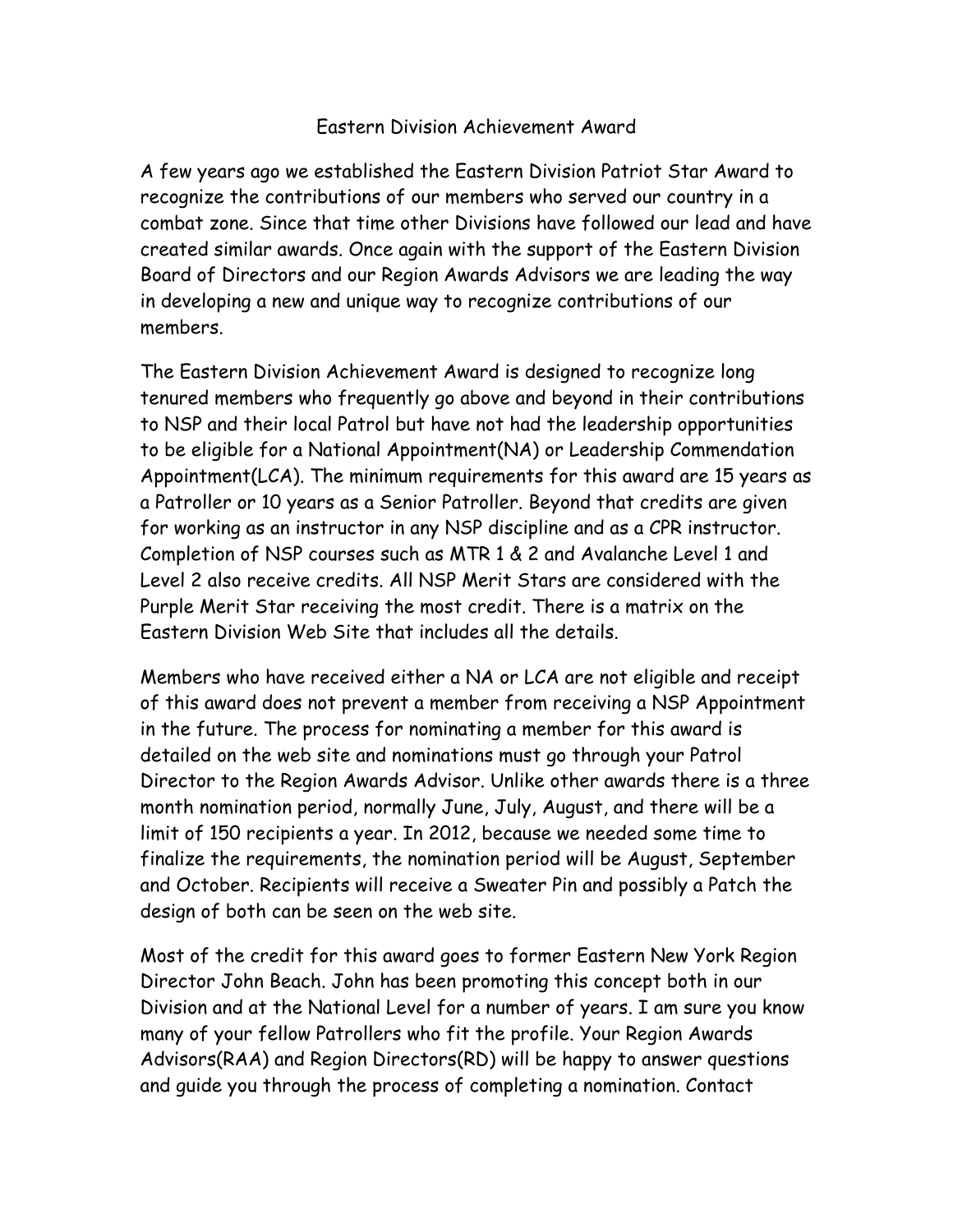# Eastern Division Achievement Award

A few years ago we established the Eastern Division Patriot Star Award to recognize the contributions of our members who served our country in a combat zone. Since that time other Divisions have followed our lead and have created similar awards. Once again with the support of the Eastern Division Board of Directors and our Region Awards Advisors we are leading the way in developing a new and unique way to recognize contributions of our members.

The Eastern Division Achievement Award is designed to recognize long tenured members who frequently go above and beyond in their contributions to NSP and their local Patrol but have not had the leadership opportunities to be eligible for a National Appointment(NA) or Leadership Commendation Appointment(LCA). The minimum requirements for this award are 15 years as a Patroller or 10 years as a Senior Patroller. Beyond that credits are given for working as an instructor in any NSP discipline and as a CPR instructor. Completion of NSP courses such as MTR 1 & 2 and Avalanche Level 1 and Level 2 also receive credits. All NSP Merit Stars are considered with the Purple Merit Star receiving the most credit. There is a matrix on the Eastern Division Web Site that includes all the details.

Members who have received either a NA or LCA are not eligible and receipt of this award does not prevent a member from receiving a NSP Appointment in the future. The process for nominating a member for this award is detailed on the web site and nominations must go through your Patrol Director to the Region Awards Advisor. Unlike other awards there is a three month nomination period, normally June, July, August, and there will be a limit of 150 recipients a year. In 2012, because we needed some time to finalize the requirements, the nomination period will be August, September and October. Recipients will receive a Sweater Pin and possibly a Patch the design of both can be seen on the web site.

Most of the credit for this award goes to former Eastern New York Region Director John Beach. John has been promoting this concept both in our Division and at the National Level for a number of years. I am sure you know many of your fellow Patrollers who fit the profile. Your Region Awards Advisors(RAA) and Region Directors(RD) will be happy to answer questions and guide you through the process of completing a nomination. Contact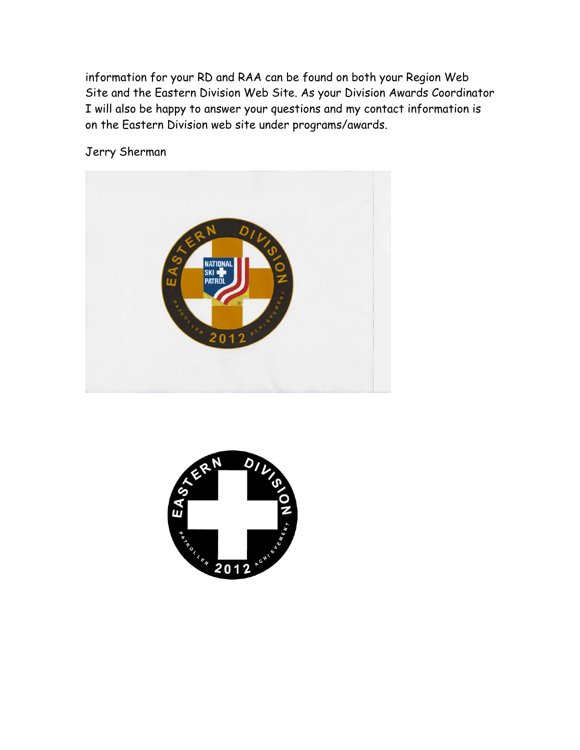information for your RD and RAA can be found on both your Region Web Site and the Eastern Division Web Site. As your Division Awards Coordinator I will also be happy to answer your questions and my contact information is on the Eastern Division web site under programs/awards.

Jerry Sherman